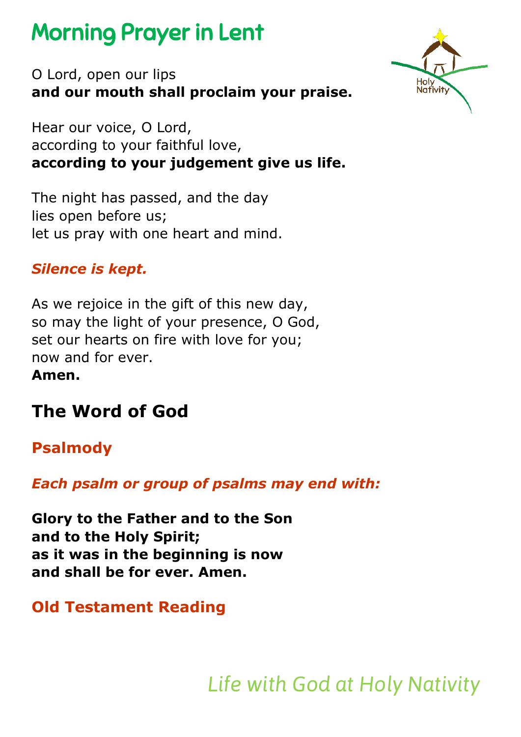# Morning Prayer in Lent

O Lord, open our lips
**and our mouth shall proclaim your praise.**

Hear our voice, O Lord,
according to your faithful love,
**according to your judgement give us life.**

The night has passed, and the day
lies open before us;
let us pray with one heart and mind.

***Silence is kept.***

As we rejoice in the gift of this new day,
so may the light of your presence, O God,
set our hearts on fire with love for you;
now and for ever.
**Amen.**

## The Word of God

### Psalmody

***Each psalm or group of psalms may end with:***

**Glory to the Father and to the Son**
**and to the Holy Spirit;**
**as it was in the beginning is now**
**and shall be for ever. Amen.**

### Old Testament Reading

*Life with God at Holy Nativity*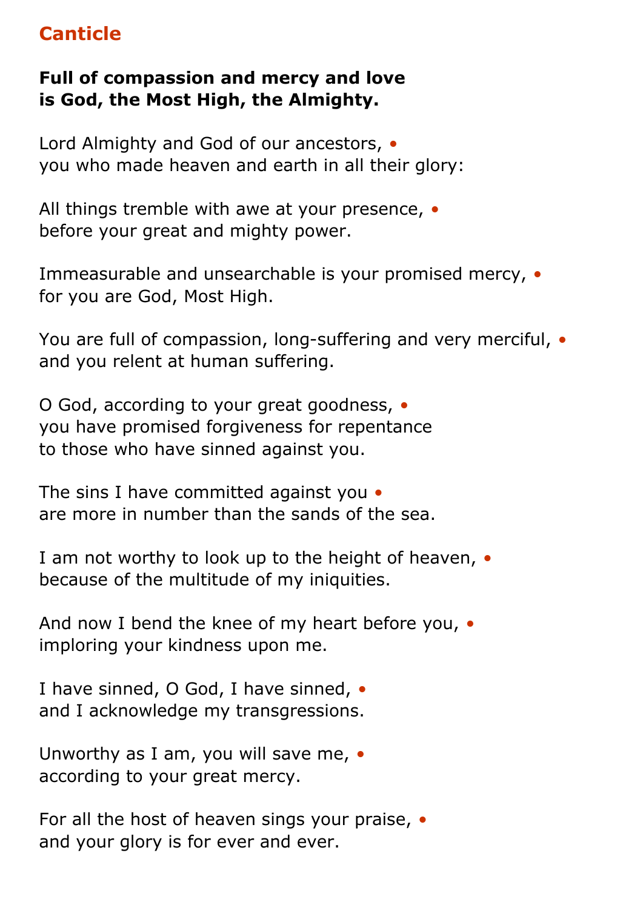## Canticle

**Full of compassion and mercy and love**
**is God, the Most High, the Almighty.**

Lord Almighty and God of our ancestors, •
you who made heaven and earth in all their glory:

All things tremble with awe at your presence, •
before your great and mighty power.

Immeasurable and unsearchable is your promised mercy, •
for you are God, Most High.

You are full of compassion, long-suffering and very merciful, •
and you relent at human suffering.

O God, according to your great goodness, •
you have promised forgiveness for repentance
to those who have sinned against you.

The sins I have committed against you •
are more in number than the sands of the sea.

I am not worthy to look up to the height of heaven, •
because of the multitude of my iniquities.

And now I bend the knee of my heart before you, •
imploring your kindness upon me.

I have sinned, O God, I have sinned, •
and I acknowledge my transgressions.

Unworthy as I am, you will save me, •
according to your great mercy.

For all the host of heaven sings your praise, •
and your glory is for ever and ever.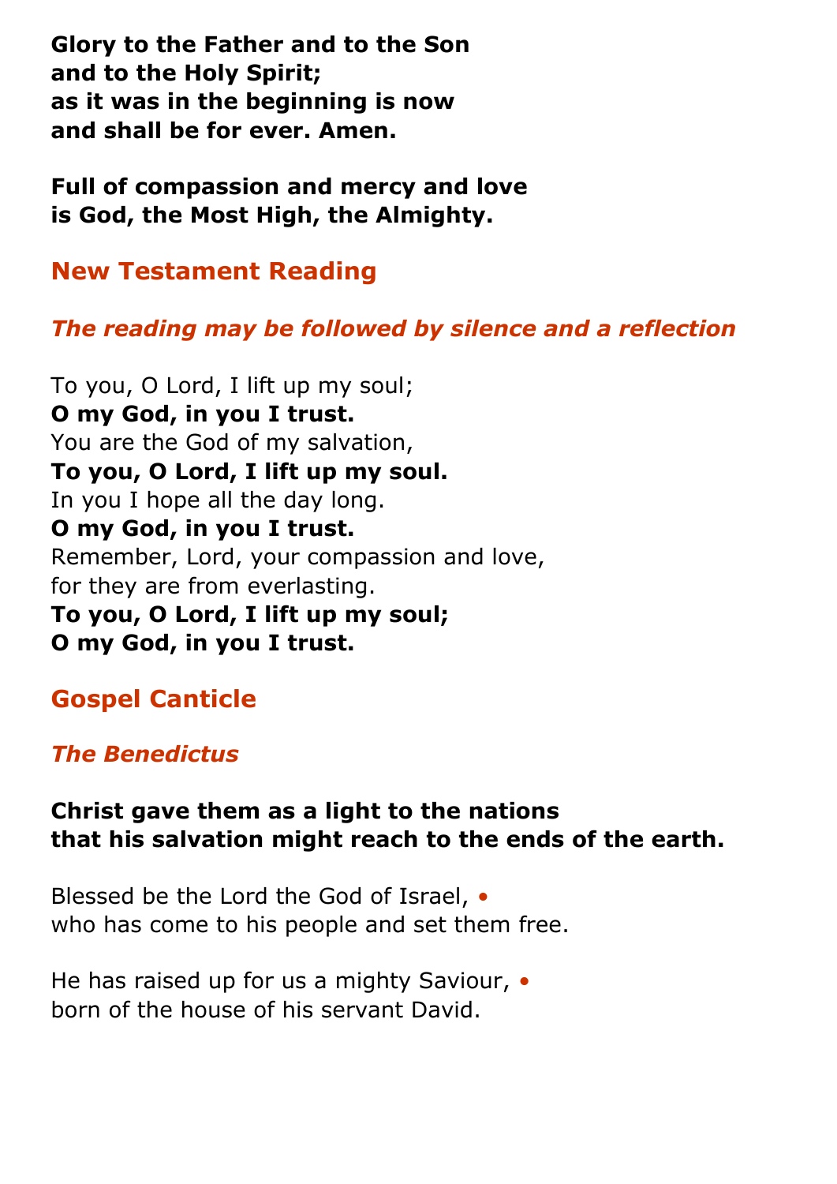**Glory to the Father and to the Son**
**and to the Holy Spirit;**
**as it was in the beginning is now**
**and shall be for ever. Amen.**

**Full of compassion and mercy and love**
**is God, the Most High, the Almighty.**

## New Testament Reading

***The reading may be followed by silence and a reflection***

To you, O Lord, I lift up my soul;
**O my God, in you I trust.**
You are the God of my salvation,
**To you, O Lord, I lift up my soul.**
In you I hope all the day long.
**O my God, in you I trust.**
Remember, Lord, your compassion and love,
for they are from everlasting.
**To you, O Lord, I lift up my soul;**
**O my God, in you I trust.**

## Gospel Canticle

***The Benedictus***

**Christ gave them as a light to the nations**
**that his salvation might reach to the ends of the earth.**

Blessed be the Lord the God of Israel, •
who has come to his people and set them free.

He has raised up for us a mighty Saviour, •
born of the house of his servant David.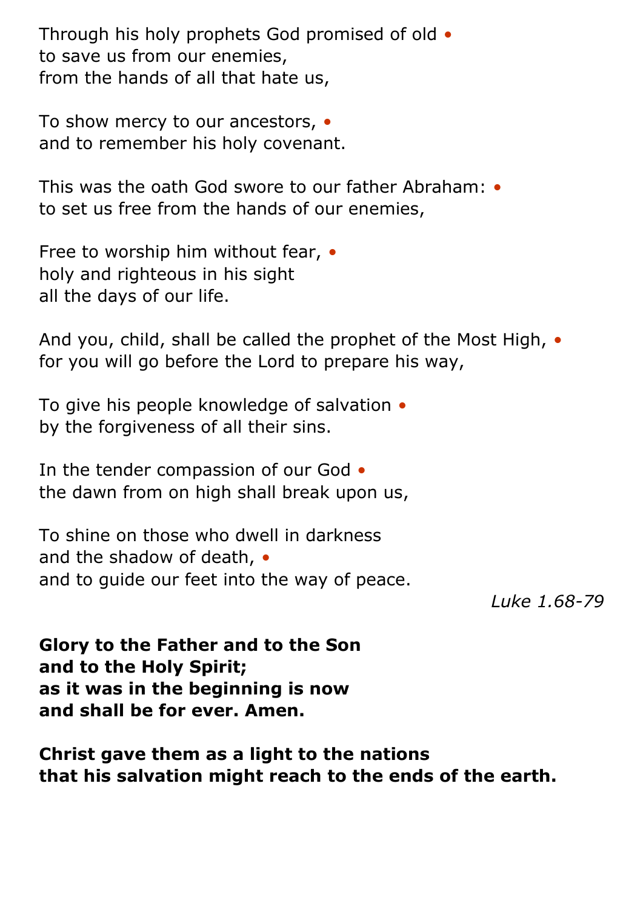Through his holy prophets God promised of old •
to save us from our enemies,
from the hands of all that hate us,

To show mercy to our ancestors, •
and to remember his holy covenant.

This was the oath God swore to our father Abraham: •
to set us free from the hands of our enemies,

Free to worship him without fear, •
holy and righteous in his sight
all the days of our life.

And you, child, shall be called the prophet of the Most High, •
for you will go before the Lord to prepare his way,

To give his people knowledge of salvation •
by the forgiveness of all their sins.

In the tender compassion of our God •
the dawn from on high shall break upon us,

To shine on those who dwell in darkness
and the shadow of death, •
and to guide our feet into the way of peace.

*Luke 1.68-79*

**Glory to the Father and to the Son**
**and to the Holy Spirit;**
**as it was in the beginning is now**
**and shall be for ever. Amen.**

**Christ gave them as a light to the nations**
**that his salvation might reach to the ends of the earth.**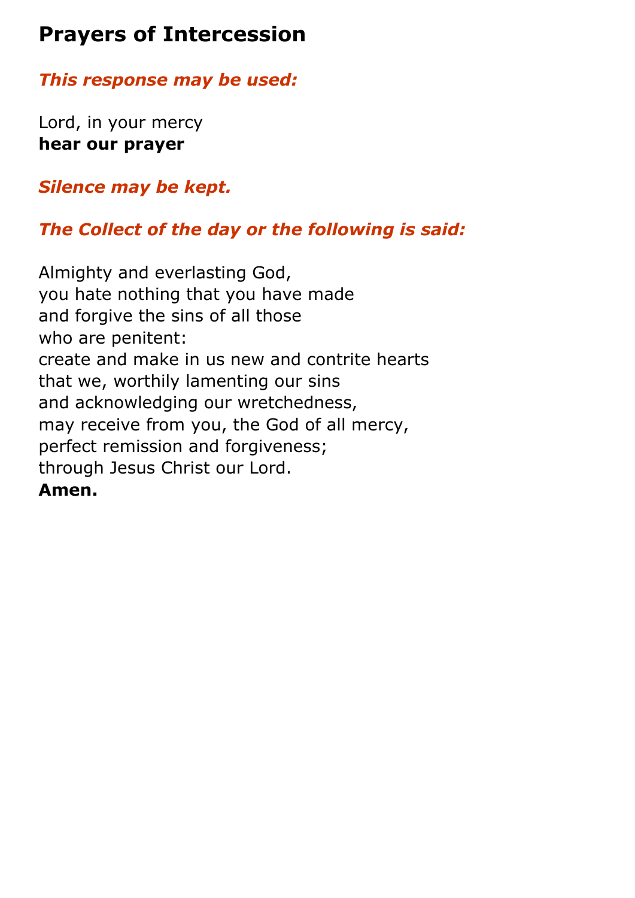# Prayers of Intercession

***This response may be used:***

Lord, in your mercy
**hear our prayer**

***Silence may be kept.***

***The Collect of the day or the following is said:***

Almighty and everlasting God,
you hate nothing that you have made
and forgive the sins of all those
who are penitent:
create and make in us new and contrite hearts
that we, worthily lamenting our sins
and acknowledging our wretchedness,
may receive from you, the God of all mercy,
perfect remission and forgiveness;
through Jesus Christ our Lord.
**Amen.**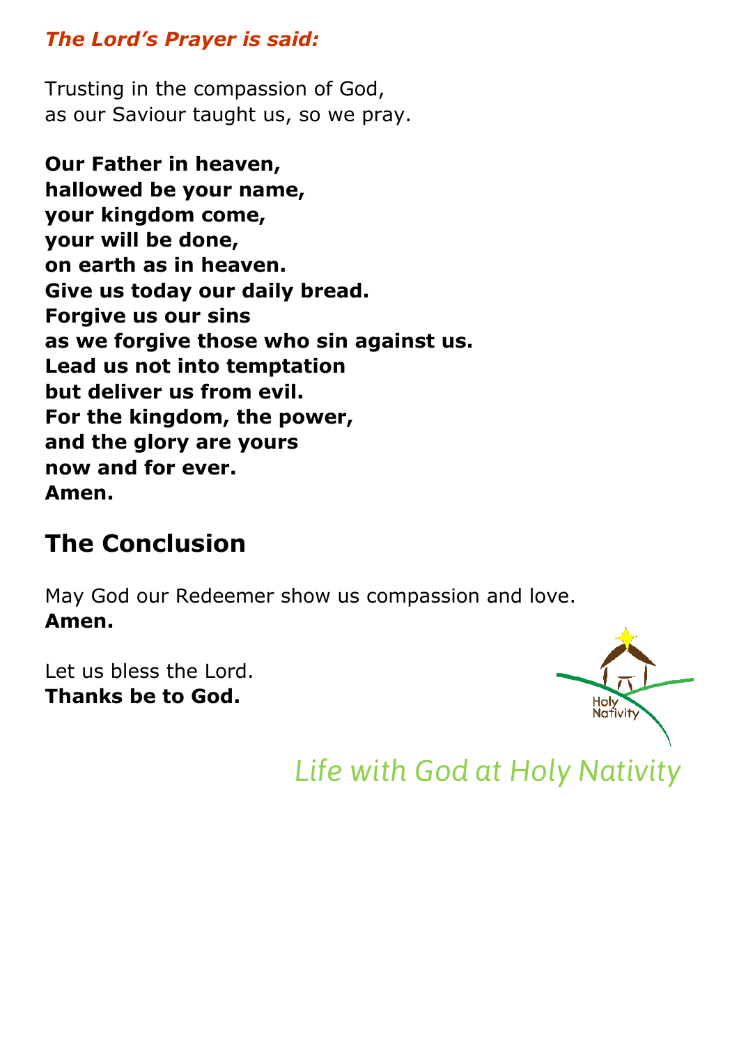***The Lord's Prayer is said:***

Trusting in the compassion of God,
as our Saviour taught us, so we pray.

**Our Father in heaven,**
**hallowed be your name,**
**your kingdom come,**
**your will be done,**
**on earth as in heaven.**
**Give us today our daily bread.**
**Forgive us our sins**
**as we forgive those who sin against us.**
**Lead us not into temptation**
**but deliver us from evil.**
**For the kingdom, the power,**
**and the glory are yours**
**now and for ever.**
**Amen.**

## The Conclusion

May God our Redeemer show us compassion and love.
**Amen.**

Let us bless the Lord.
**Thanks be to God.**

Holy Nativity

*Life with God at Holy Nativity*